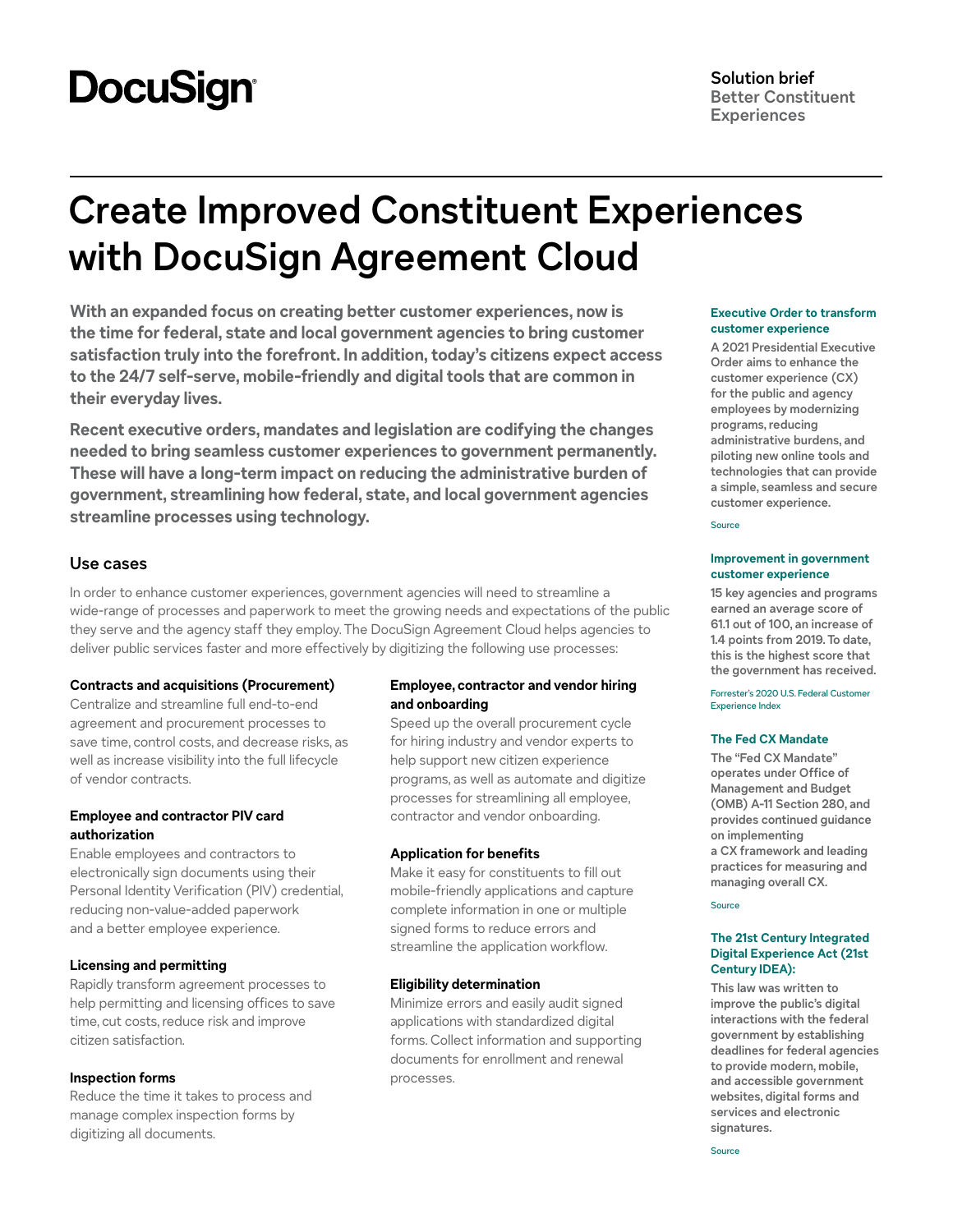DocuSign

**Solution brief**
Better Constituent Experiences

# Create Improved Constituent Experiences with DocuSign Agreement Cloud

**With an expanded focus on creating better customer experiences, now is the time for federal, state and local government agencies to bring customer satisfaction truly into the forefront. In addition, today's citizens expect access to the 24/7 self-serve, mobile-friendly and digital tools that are common in their everyday lives.**

**Recent executive orders, mandates and legislation are codifying the changes needed to bring seamless customer experiences to government permanently. These will have a long-term impact on reducing the administrative burden of government, streamlining how federal, state, and local government agencies streamline processes using technology.**

## Use cases

In order to enhance customer experiences, government agencies will need to streamline a wide-range of processes and paperwork to meet the growing needs and expectations of the public they serve and the agency staff they employ. The DocuSign Agreement Cloud helps agencies to deliver public services faster and more effectively by digitizing the following use processes:

**Contracts and acquisitions (Procurement)**
Centralize and streamline full end-to-end agreement and procurement processes to save time, control costs, and decrease risks, as well as increase visibility into the full lifecycle of vendor contracts.

**Employee and contractor PIV card authorization**
Enable employees and contractors to electronically sign documents using their Personal Identity Verification (PIV) credential, reducing non-value-added paperwork and a better employee experience.

**Licensing and permitting**
Rapidly transform agreement processes to help permitting and licensing offices to save time, cut costs, reduce risk and improve citizen satisfaction.

**Inspection forms**
Reduce the time it takes to process and manage complex inspection forms by digitizing all documents.

**Employee, contractor and vendor hiring and onboarding**
Speed up the overall procurement cycle for hiring industry and vendor experts to help support new citizen experience programs, as well as automate and digitize processes for streamlining all employee, contractor and vendor onboarding.

**Application for benefits**
Make it easy for constituents to fill out mobile-friendly applications and capture complete information in one or multiple signed forms to reduce errors and streamline the application workflow.

**Eligibility determination**
Minimize errors and easily audit signed applications with standardized digital forms. Collect information and supporting documents for enrollment and renewal processes.

**Executive Order to transform customer experience**

A 2021 Presidential Executive Order aims to enhance the customer experience (CX) for the public and agency employees by modernizing programs, reducing administrative burdens, and piloting new online tools and technologies that can provide a simple, seamless and secure customer experience.

Source

**Improvement in government customer experience**

15 key agencies and programs earned an average score of 61.1 out of 100, an increase of 1.4 points from 2019. To date, this is the highest score that the government has received.

Forrester's 2020 U.S. Federal Customer Experience Index

**The Fed CX Mandate**

The "Fed CX Mandate" operates under Office of Management and Budget (OMB) A-11 Section 280, and provides continued guidance on implementing a CX framework and leading practices for measuring and managing overall CX.

Source

**The 21st Century Integrated Digital Experience Act (21st Century IDEA):**

This law was written to improve the public's digital interactions with the federal government by establishing deadlines for federal agencies to provide modern, mobile, and accessible government websites, digital forms and services and electronic signatures.

Source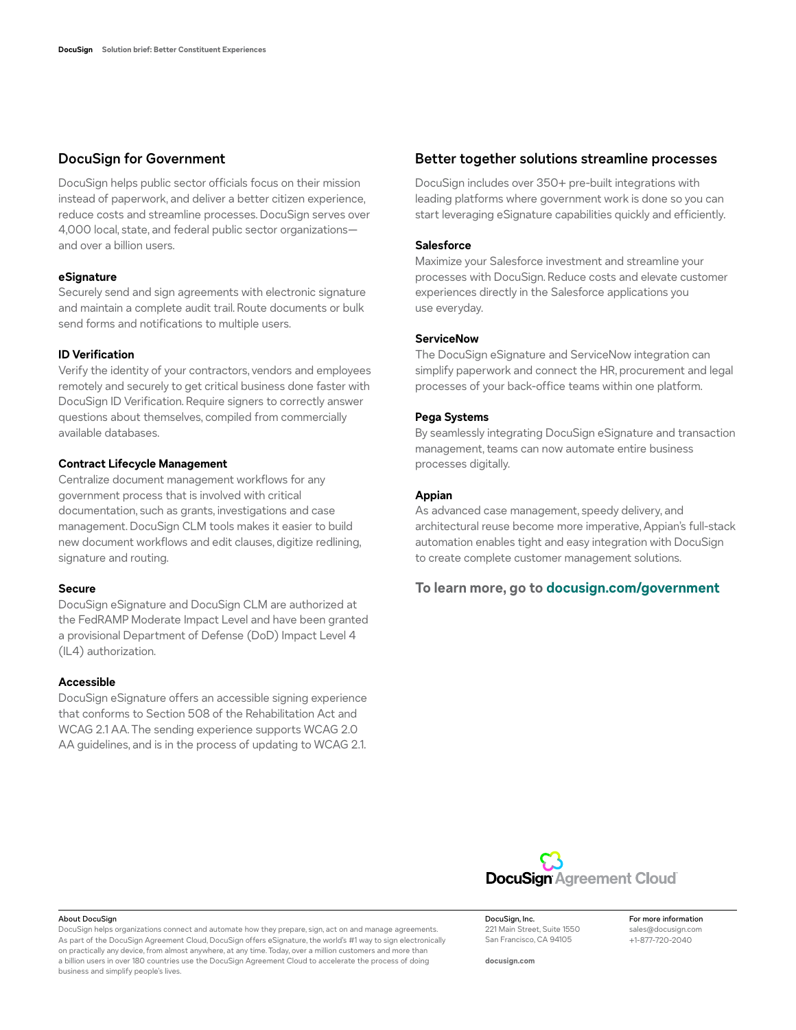## DocuSign for Government

DocuSign helps public sector officials focus on their mission instead of paperwork, and deliver a better citizen experience, reduce costs and streamline processes. DocuSign serves over 4,000 local, state, and federal public sector organizations—and over a billion users.

**eSignature**
Securely send and sign agreements with electronic signature and maintain a complete audit trail. Route documents or bulk send forms and notifications to multiple users.

**ID Verification**
Verify the identity of your contractors, vendors and employees remotely and securely to get critical business done faster with DocuSign ID Verification. Require signers to correctly answer questions about themselves, compiled from commercially available databases.

**Contract Lifecycle Management**
Centralize document management workflows for any government process that is involved with critical documentation, such as grants, investigations and case management. DocuSign CLM tools makes it easier to build new document workflows and edit clauses, digitize redlining, signature and routing.

**Secure**
DocuSign eSignature and DocuSign CLM are authorized at the FedRAMP Moderate Impact Level and have been granted a provisional Department of Defense (DoD) Impact Level 4 (IL4) authorization.

**Accessible**
DocuSign eSignature offers an accessible signing experience that conforms to Section 508 of the Rehabilitation Act and WCAG 2.1 AA. The sending experience supports WCAG 2.0 AA guidelines, and is in the process of updating to WCAG 2.1.

## Better together solutions streamline processes

DocuSign includes over 350+ pre-built integrations with leading platforms where government work is done so you can start leveraging eSignature capabilities quickly and efficiently.

**Salesforce**
Maximize your Salesforce investment and streamline your processes with DocuSign. Reduce costs and elevate customer experiences directly in the Salesforce applications you use everyday.

**ServiceNow**
The DocuSign eSignature and ServiceNow integration can simplify paperwork and connect the HR, procurement and legal processes of your back-office teams within one platform.

**Pega Systems**
By seamlessly integrating DocuSign eSignature and transaction management, teams can now automate entire business processes digitally.

**Appian**
As advanced case management, speedy delivery, and architectural reuse become more imperative, Appian's full-stack automation enables tight and easy integration with DocuSign to create complete customer management solutions.

**To learn more, go to docusign.com/government**

DocuSign Agreement Cloud

**About DocuSign**
DocuSign helps organizations connect and automate how they prepare, sign, act on and manage agreements. As part of the DocuSign Agreement Cloud, DocuSign offers eSignature, the world's #1 way to sign electronically on practically any device, from almost anywhere, at any time. Today, over a million customers and more than a billion users in over 180 countries use the DocuSign Agreement Cloud to accelerate the process of doing business and simplify people's lives.

**DocuSign, Inc.**
221 Main Street, Suite 1550
San Francisco, CA 94105

**docusign.com**

**For more information**
sales@docusign.com
+1-877-720-2040